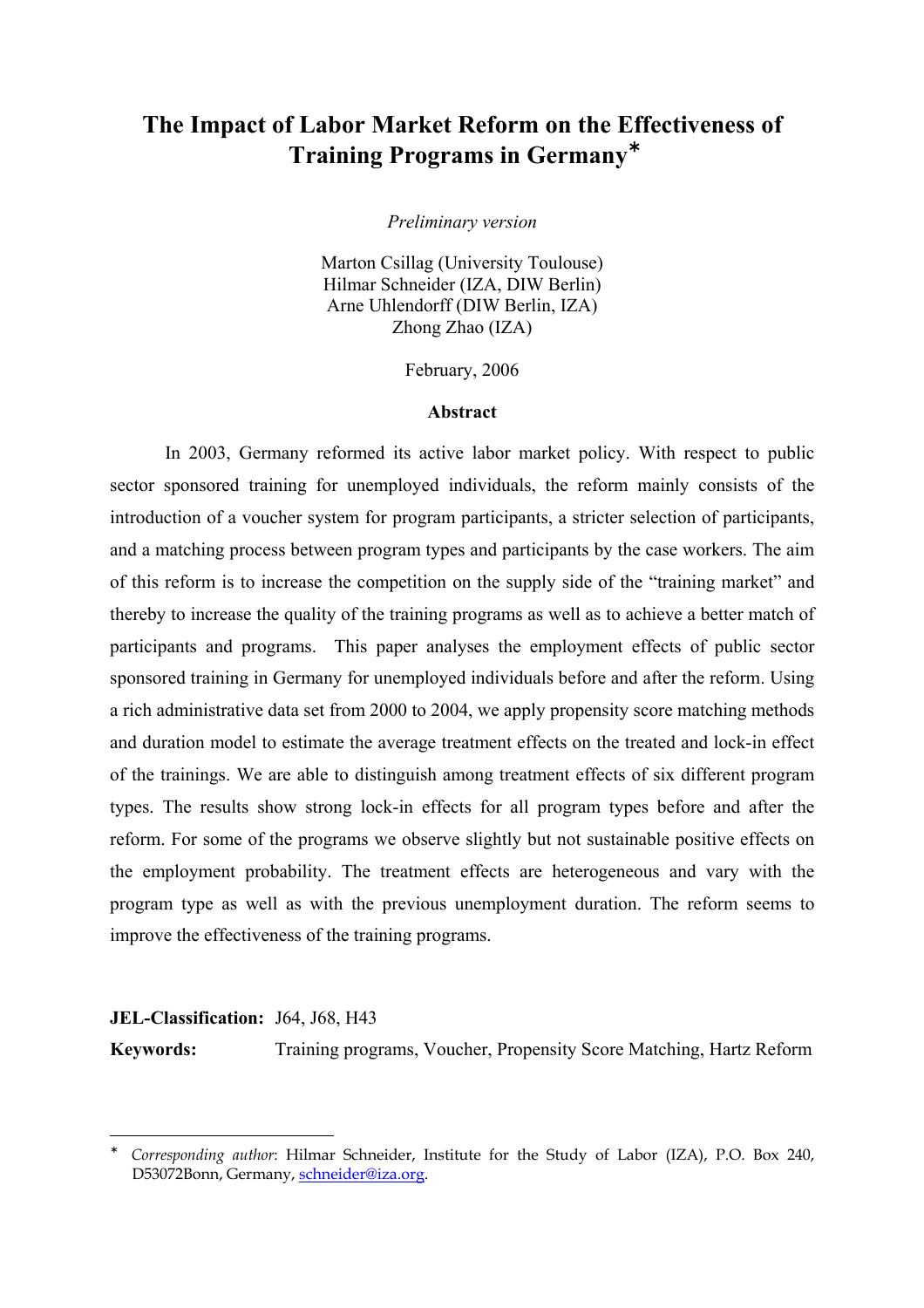# The Impact of Labor Market Reform on the Effectiveness of Training Programs in Germany*

*Preliminary version*

Marton Csillag (University Toulouse)
Hilmar Schneider (IZA, DIW Berlin)
Arne Uhlendorff (DIW Berlin, IZA)
Zhong Zhao (IZA)

February, 2006

**Abstract**

In 2003, Germany reformed its active labor market policy. With respect to public sector sponsored training for unemployed individuals, the reform mainly consists of the introduction of a voucher system for program participants, a stricter selection of participants, and a matching process between program types and participants by the case workers. The aim of this reform is to increase the competition on the supply side of the "training market" and thereby to increase the quality of the training programs as well as to achieve a better match of participants and programs. This paper analyses the employment effects of public sector sponsored training in Germany for unemployed individuals before and after the reform. Using a rich administrative data set from 2000 to 2004, we apply propensity score matching methods and duration model to estimate the average treatment effects on the treated and lock-in effect of the trainings. We are able to distinguish among treatment effects of six different program types. The results show strong lock-in effects for all program types before and after the reform. For some of the programs we observe slightly but not sustainable positive effects on the employment probability. The treatment effects are heterogeneous and vary with the program type as well as with the previous unemployment duration. The reform seems to improve the effectiveness of the training programs.

**JEL-Classification:** J64, J68, H43

**Keywords:** Training programs, Voucher, Propensity Score Matching, Hartz Reform

---

* *Corresponding author*: Hilmar Schneider, Institute for the Study of Labor (IZA), P.O. Box 240, D53072Bonn, Germany, schneider@iza.org.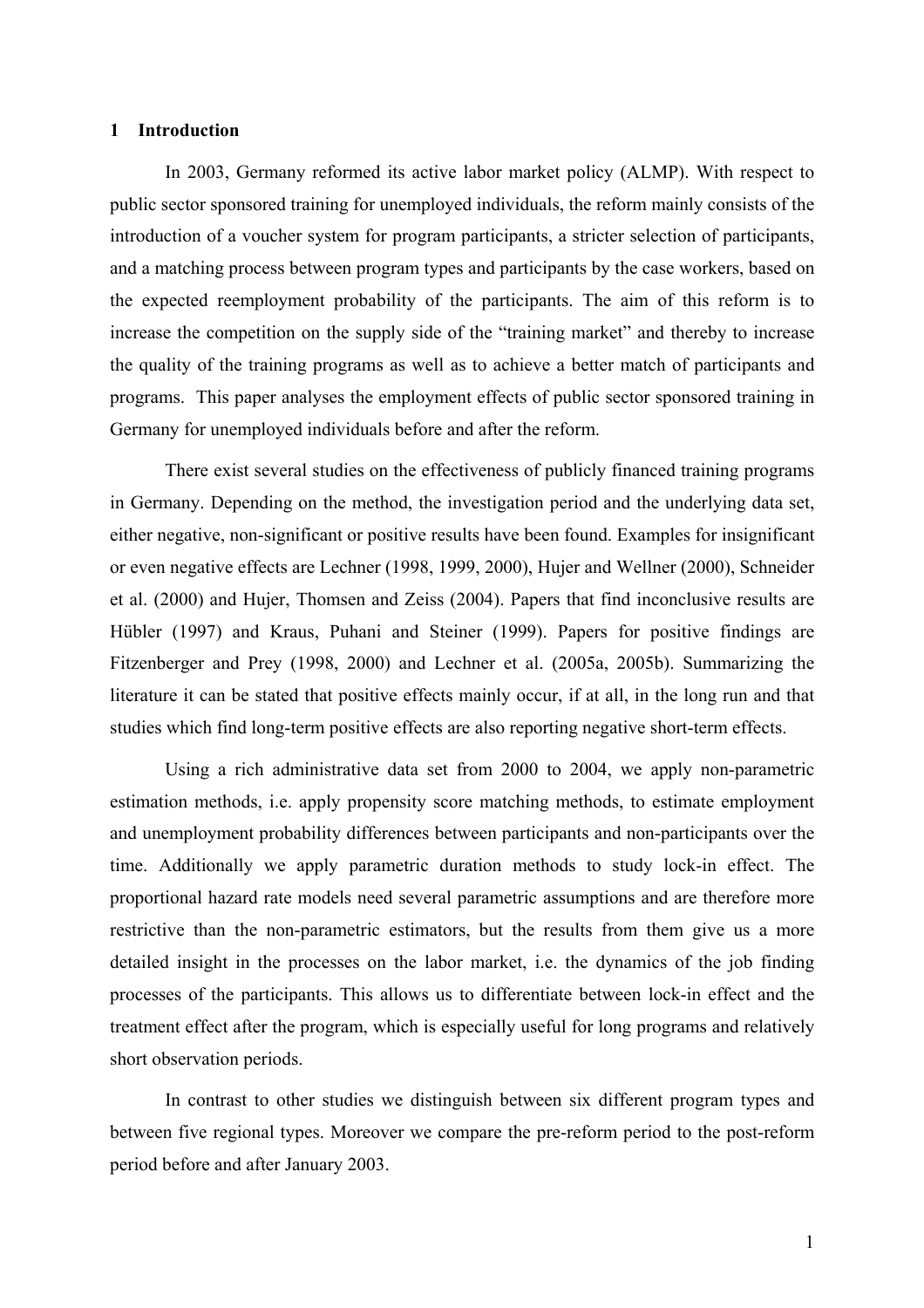## 1 Introduction

In 2003, Germany reformed its active labor market policy (ALMP). With respect to public sector sponsored training for unemployed individuals, the reform mainly consists of the introduction of a voucher system for program participants, a stricter selection of participants, and a matching process between program types and participants by the case workers, based on the expected reemployment probability of the participants. The aim of this reform is to increase the competition on the supply side of the "training market" and thereby to increase the quality of the training programs as well as to achieve a better match of participants and programs. This paper analyses the employment effects of public sector sponsored training in Germany for unemployed individuals before and after the reform.

There exist several studies on the effectiveness of publicly financed training programs in Germany. Depending on the method, the investigation period and the underlying data set, either negative, non-significant or positive results have been found. Examples for insignificant or even negative effects are Lechner (1998, 1999, 2000), Hujer and Wellner (2000), Schneider et al. (2000) and Hujer, Thomsen and Zeiss (2004). Papers that find inconclusive results are Hübler (1997) and Kraus, Puhani and Steiner (1999). Papers for positive findings are Fitzenberger and Prey (1998, 2000) and Lechner et al. (2005a, 2005b). Summarizing the literature it can be stated that positive effects mainly occur, if at all, in the long run and that studies which find long-term positive effects are also reporting negative short-term effects.

Using a rich administrative data set from 2000 to 2004, we apply non-parametric estimation methods, i.e. apply propensity score matching methods, to estimate employment and unemployment probability differences between participants and non-participants over the time. Additionally we apply parametric duration methods to study lock-in effect. The proportional hazard rate models need several parametric assumptions and are therefore more restrictive than the non-parametric estimators, but the results from them give us a more detailed insight in the processes on the labor market, i.e. the dynamics of the job finding processes of the participants. This allows us to differentiate between lock-in effect and the treatment effect after the program, which is especially useful for long programs and relatively short observation periods.

In contrast to other studies we distinguish between six different program types and between five regional types. Moreover we compare the pre-reform period to the post-reform period before and after January 2003.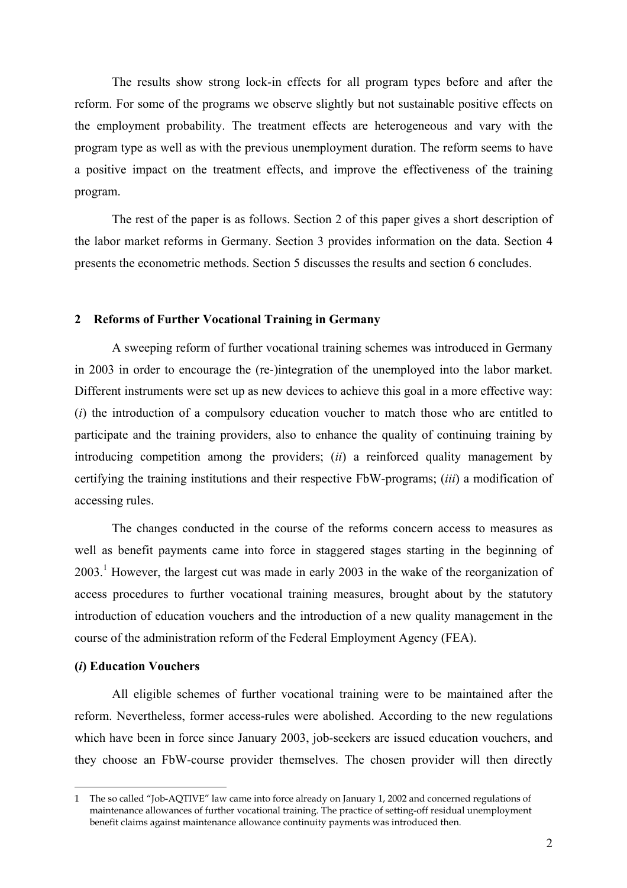The results show strong lock-in effects for all program types before and after the reform. For some of the programs we observe slightly but not sustainable positive effects on the employment probability. The treatment effects are heterogeneous and vary with the program type as well as with the previous unemployment duration. The reform seems to have a positive impact on the treatment effects, and improve the effectiveness of the training program.

The rest of the paper is as follows. Section 2 of this paper gives a short description of the labor market reforms in Germany. Section 3 provides information on the data. Section 4 presents the econometric methods. Section 5 discusses the results and section 6 concludes.

## 2 Reforms of Further Vocational Training in Germany

A sweeping reform of further vocational training schemes was introduced in Germany in 2003 in order to encourage the (re-)integration of the unemployed into the labor market. Different instruments were set up as new devices to achieve this goal in a more effective way: (*i*) the introduction of a compulsory education voucher to match those who are entitled to participate and the training providers, also to enhance the quality of continuing training by introducing competition among the providers; (*ii*) a reinforced quality management by certifying the training institutions and their respective FbW-programs; (*iii*) a modification of accessing rules.

The changes conducted in the course of the reforms concern access to measures as well as benefit payments came into force in staggered stages starting in the beginning of 2003.[1] However, the largest cut was made in early 2003 in the wake of the reorganization of access procedures to further vocational training measures, brought about by the statutory introduction of education vouchers and the introduction of a new quality management in the course of the administration reform of the Federal Employment Agency (FEA).

### (*i*) Education Vouchers

All eligible schemes of further vocational training were to be maintained after the reform. Nevertheless, former access-rules were abolished. According to the new regulations which have been in force since January 2003, job-seekers are issued education vouchers, and they choose an FbW-course provider themselves. The chosen provider will then directly

---

[1] The so called "Job-AQTIVE" law came into force already on January 1, 2002 and concerned regulations of maintenance allowances of further vocational training. The practice of setting-off residual unemployment benefit claims against maintenance allowance continuity payments was introduced then.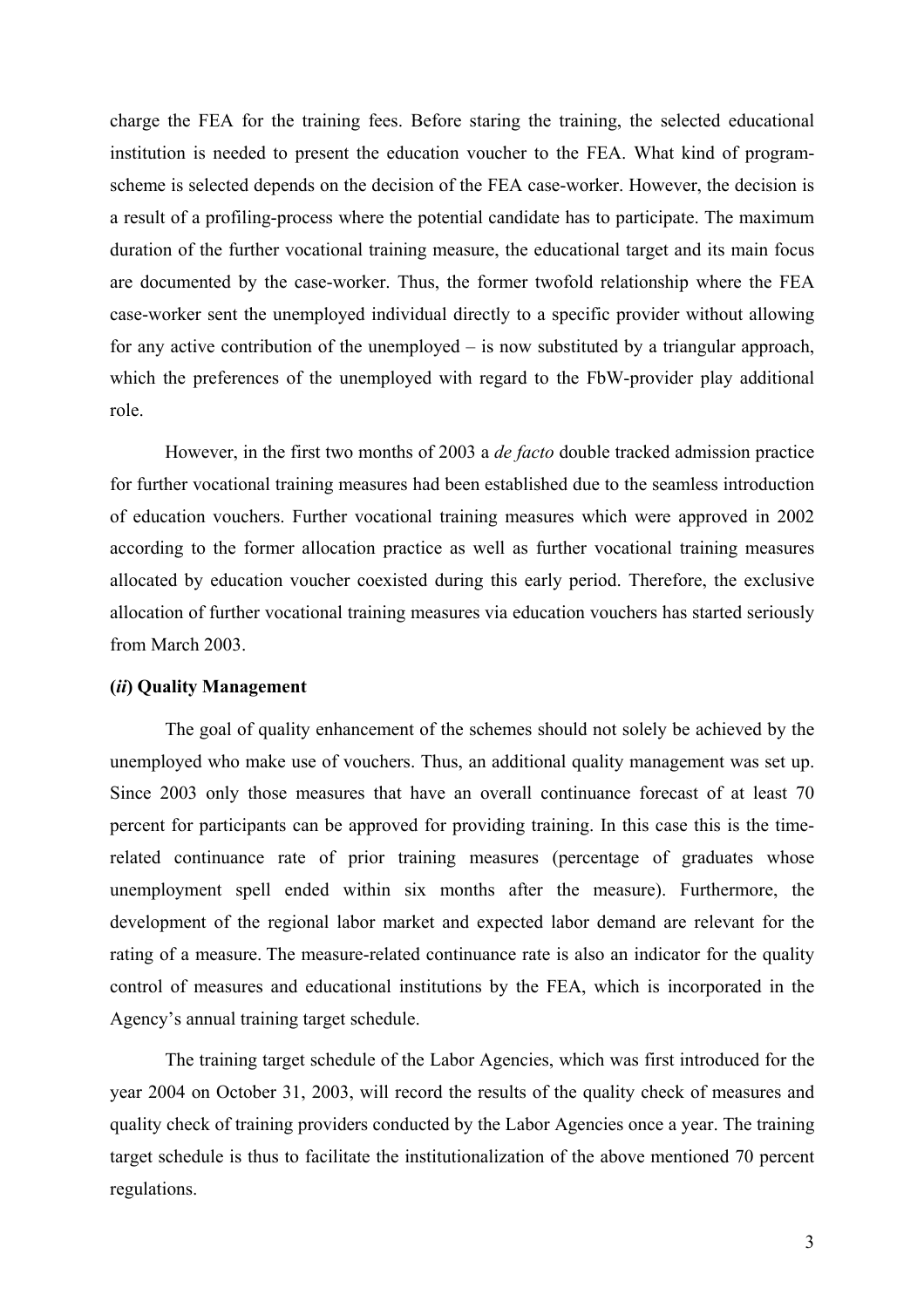charge the FEA for the training fees. Before staring the training, the selected educational institution is needed to present the education voucher to the FEA. What kind of program-scheme is selected depends on the decision of the FEA case-worker. However, the decision is a result of a profiling-process where the potential candidate has to participate. The maximum duration of the further vocational training measure, the educational target and its main focus are documented by the case-worker. Thus, the former twofold relationship where the FEA case-worker sent the unemployed individual directly to a specific provider without allowing for any active contribution of the unemployed – is now substituted by a triangular approach, which the preferences of the unemployed with regard to the FbW-provider play additional role.

However, in the first two months of 2003 a *de facto* double tracked admission practice for further vocational training measures had been established due to the seamless introduction of education vouchers. Further vocational training measures which were approved in 2002 according to the former allocation practice as well as further vocational training measures allocated by education voucher coexisted during this early period. Therefore, the exclusive allocation of further vocational training measures via education vouchers has started seriously from March 2003.

**(*ii*) Quality Management**

The goal of quality enhancement of the schemes should not solely be achieved by the unemployed who make use of vouchers. Thus, an additional quality management was set up. Since 2003 only those measures that have an overall continuance forecast of at least 70 percent for participants can be approved for providing training. In this case this is the time-related continuance rate of prior training measures (percentage of graduates whose unemployment spell ended within six months after the measure). Furthermore, the development of the regional labor market and expected labor demand are relevant for the rating of a measure. The measure-related continuance rate is also an indicator for the quality control of measures and educational institutions by the FEA, which is incorporated in the Agency's annual training target schedule.

The training target schedule of the Labor Agencies, which was first introduced for the year 2004 on October 31, 2003, will record the results of the quality check of measures and quality check of training providers conducted by the Labor Agencies once a year. The training target schedule is thus to facilitate the institutionalization of the above mentioned 70 percent regulations.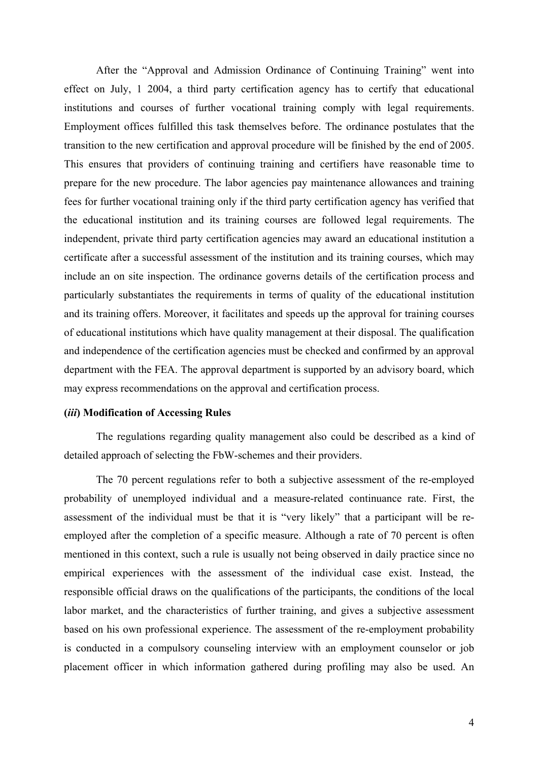After the "Approval and Admission Ordinance of Continuing Training" went into effect on July, 1 2004, a third party certification agency has to certify that educational institutions and courses of further vocational training comply with legal requirements. Employment offices fulfilled this task themselves before. The ordinance postulates that the transition to the new certification and approval procedure will be finished by the end of 2005. This ensures that providers of continuing training and certifiers have reasonable time to prepare for the new procedure. The labor agencies pay maintenance allowances and training fees for further vocational training only if the third party certification agency has verified that the educational institution and its training courses are followed legal requirements. The independent, private third party certification agencies may award an educational institution a certificate after a successful assessment of the institution and its training courses, which may include an on site inspection. The ordinance governs details of the certification process and particularly substantiates the requirements in terms of quality of the educational institution and its training offers. Moreover, it facilitates and speeds up the approval for training courses of educational institutions which have quality management at their disposal. The qualification and independence of the certification agencies must be checked and confirmed by an approval department with the FEA. The approval department is supported by an advisory board, which may express recommendations on the approval and certification process.

**(*iii*) Modification of Accessing Rules**

The regulations regarding quality management also could be described as a kind of detailed approach of selecting the FbW-schemes and their providers.

The 70 percent regulations refer to both a subjective assessment of the re-employed probability of unemployed individual and a measure-related continuance rate. First, the assessment of the individual must be that it is "very likely" that a participant will be re-employed after the completion of a specific measure. Although a rate of 70 percent is often mentioned in this context, such a rule is usually not being observed in daily practice since no empirical experiences with the assessment of the individual case exist. Instead, the responsible official draws on the qualifications of the participants, the conditions of the local labor market, and the characteristics of further training, and gives a subjective assessment based on his own professional experience. The assessment of the re-employment probability is conducted in a compulsory counseling interview with an employment counselor or job placement officer in which information gathered during profiling may also be used. An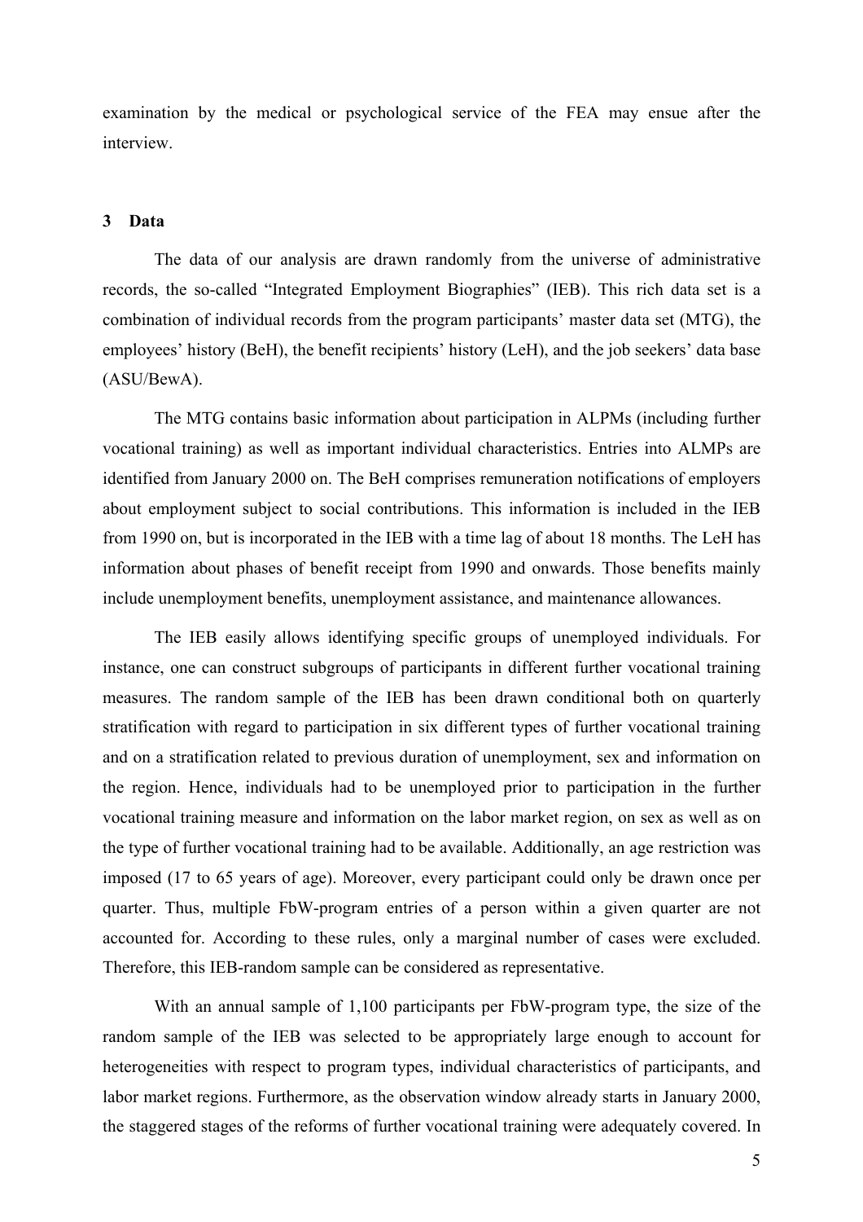examination by the medical or psychological service of the FEA may ensue after the interview.

## 3 Data

The data of our analysis are drawn randomly from the universe of administrative records, the so-called "Integrated Employment Biographies" (IEB). This rich data set is a combination of individual records from the program participants' master data set (MTG), the employees' history (BeH), the benefit recipients' history (LeH), and the job seekers' data base (ASU/BewA).

The MTG contains basic information about participation in ALPMs (including further vocational training) as well as important individual characteristics. Entries into ALMPs are identified from January 2000 on. The BeH comprises remuneration notifications of employers about employment subject to social contributions. This information is included in the IEB from 1990 on, but is incorporated in the IEB with a time lag of about 18 months. The LeH has information about phases of benefit receipt from 1990 and onwards. Those benefits mainly include unemployment benefits, unemployment assistance, and maintenance allowances.

The IEB easily allows identifying specific groups of unemployed individuals. For instance, one can construct subgroups of participants in different further vocational training measures. The random sample of the IEB has been drawn conditional both on quarterly stratification with regard to participation in six different types of further vocational training and on a stratification related to previous duration of unemployment, sex and information on the region. Hence, individuals had to be unemployed prior to participation in the further vocational training measure and information on the labor market region, on sex as well as on the type of further vocational training had to be available. Additionally, an age restriction was imposed (17 to 65 years of age). Moreover, every participant could only be drawn once per quarter. Thus, multiple FbW-program entries of a person within a given quarter are not accounted for. According to these rules, only a marginal number of cases were excluded. Therefore, this IEB-random sample can be considered as representative.

With an annual sample of 1,100 participants per FbW-program type, the size of the random sample of the IEB was selected to be appropriately large enough to account for heterogeneities with respect to program types, individual characteristics of participants, and labor market regions. Furthermore, as the observation window already starts in January 2000, the staggered stages of the reforms of further vocational training were adequately covered. In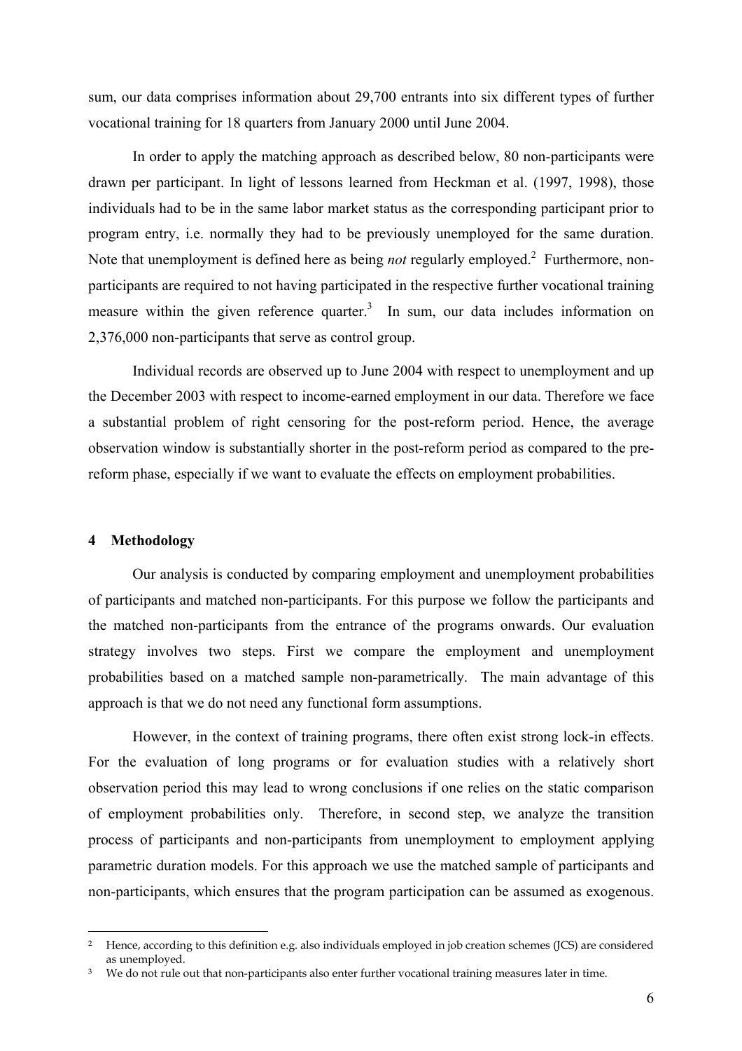sum, our data comprises information about 29,700 entrants into six different types of further vocational training for 18 quarters from January 2000 until June 2004.

In order to apply the matching approach as described below, 80 non-participants were drawn per participant. In light of lessons learned from Heckman et al. (1997, 1998), those individuals had to be in the same labor market status as the corresponding participant prior to program entry, i.e. normally they had to be previously unemployed for the same duration. Note that unemployment is defined here as being *not* regularly employed.[2] Furthermore, non-participants are required to not having participated in the respective further vocational training measure within the given reference quarter.[3] In sum, our data includes information on 2,376,000 non-participants that serve as control group.

Individual records are observed up to June 2004 with respect to unemployment and up the December 2003 with respect to income-earned employment in our data. Therefore we face a substantial problem of right censoring for the post-reform period. Hence, the average observation window is substantially shorter in the post-reform period as compared to the pre-reform phase, especially if we want to evaluate the effects on employment probabilities.

## 4 Methodology

Our analysis is conducted by comparing employment and unemployment probabilities of participants and matched non-participants. For this purpose we follow the participants and the matched non-participants from the entrance of the programs onwards. Our evaluation strategy involves two steps. First we compare the employment and unemployment probabilities based on a matched sample non-parametrically. The main advantage of this approach is that we do not need any functional form assumptions.

However, in the context of training programs, there often exist strong lock-in effects. For the evaluation of long programs or for evaluation studies with a relatively short observation period this may lead to wrong conclusions if one relies on the static comparison of employment probabilities only. Therefore, in second step, we analyze the transition process of participants and non-participants from unemployment to employment applying parametric duration models. For this approach we use the matched sample of participants and non-participants, which ensures that the program participation can be assumed as exogenous.

---

[2] Hence, according to this definition e.g. also individuals employed in job creation schemes (JCS) are considered as unemployed.

[3] We do not rule out that non-participants also enter further vocational training measures later in time.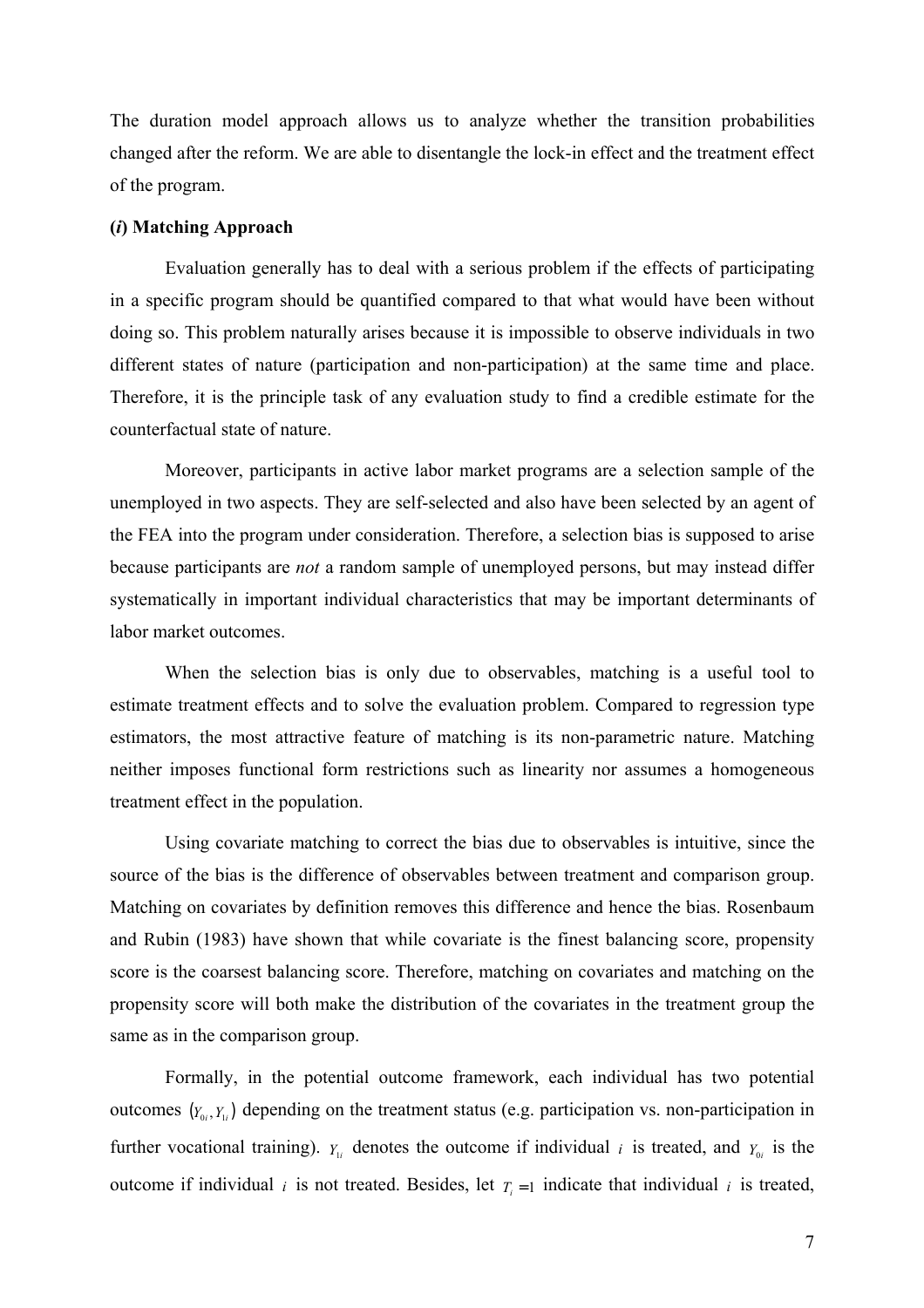The duration model approach allows us to analyze whether the transition probabilities changed after the reform. We are able to disentangle the lock-in effect and the treatment effect of the program.

**(*i*) Matching Approach**

Evaluation generally has to deal with a serious problem if the effects of participating in a specific program should be quantified compared to that what would have been without doing so. This problem naturally arises because it is impossible to observe individuals in two different states of nature (participation and non-participation) at the same time and place. Therefore, it is the principle task of any evaluation study to find a credible estimate for the counterfactual state of nature.

Moreover, participants in active labor market programs are a selection sample of the unemployed in two aspects. They are self-selected and also have been selected by an agent of the FEA into the program under consideration. Therefore, a selection bias is supposed to arise because participants are *not* a random sample of unemployed persons, but may instead differ systematically in important individual characteristics that may be important determinants of labor market outcomes.

When the selection bias is only due to observables, matching is a useful tool to estimate treatment effects and to solve the evaluation problem. Compared to regression type estimators, the most attractive feature of matching is its non-parametric nature. Matching neither imposes functional form restrictions such as linearity nor assumes a homogeneous treatment effect in the population.

Using covariate matching to correct the bias due to observables is intuitive, since the source of the bias is the difference of observables between treatment and comparison group. Matching on covariates by definition removes this difference and hence the bias. Rosenbaum and Rubin (1983) have shown that while covariate is the finest balancing score, propensity score is the coarsest balancing score. Therefore, matching on covariates and matching on the propensity score will both make the distribution of the covariates in the treatment group the same as in the comparison group.

Formally, in the potential outcome framework, each individual has two potential outcomes $(Y_{0i}, Y_{1i})$ depending on the treatment status (e.g. participation vs. non-participation in further vocational training). $Y_{1i}$ denotes the outcome if individual $i$ is treated, and $Y_{0i}$ is the outcome if individual $i$ is not treated. Besides, let $T_i = 1$ indicate that individual $i$ is treated,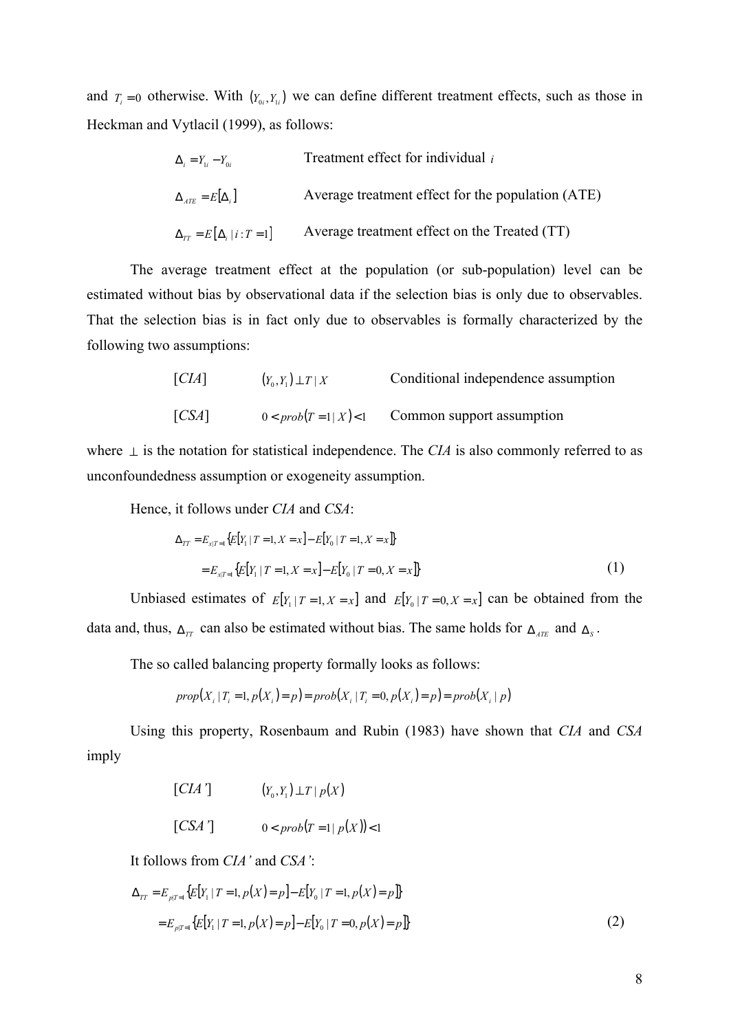and $T_i = 0$ otherwise. With $(Y_{0i}, Y_{1i})$ we can define different treatment effects, such as those in Heckman and Vytlacil (1999), as follows:

| | |
|---|---|
| $\Delta_i = Y_{1i} - Y_{0i}$ | Treatment effect for individual $i$ |
| $\Delta_{ATE} = E[\Delta_i]$ | Average treatment effect for the population (ATE) |
| $\Delta_{TT} = E[\Delta_i \mid i : T = 1]$ | Average treatment effect on the Treated (TT) |

The average treatment effect at the population (or sub-population) level can be estimated without bias by observational data if the selection bias is only due to observables. That the selection bias is in fact only due to observables is formally characterized by the following two assumptions:

| | | |
|---|---|---|
| $[CIA]$ | $(Y_0, Y_1) \perp T \mid X$ | Conditional independence assumption |
| $[CSA]$ | $0 < prob(T = 1 \mid X) < 1$ | Common support assumption |

where $\perp$ is the notation for statistical independence. The *CIA* is also commonly referred to as unconfoundedness assumption or exogeneity assumption.

Hence, it follows under *CIA* and *CSA*:

$$
\begin{aligned}
\Delta_{TT} &= E_{x|T=1}\{E[Y_1 \mid T = 1, X = x] - E[Y_0 \mid T = 1, X = x]\} \\
&= E_{x|T=1}\{E[Y_1 \mid T = 1, X = x] - E[Y_0 \mid T = 0, X = x]\} \qquad (1)
\end{aligned}
$$

Unbiased estimates of $E[Y_1 \mid T = 1, X = x]$ and $E[Y_0 \mid T = 0, X = x]$ can be obtained from the data and, thus, $\Delta_{TT}$ can also be estimated without bias. The same holds for $\Delta_{ATE}$ and $\Delta_S$.

The so called balancing property formally looks as follows:

$$
prop(X_i \mid T_i = 1, p(X_i) = p) = prob(X_i \mid T_i = 0, p(X_i) = p) = prob(X_i \mid p)
$$

Using this property, Rosenbaum and Rubin (1983) have shown that *CIA* and *CSA* imply

| | |
|---|---|
| $[CIA']$ | $(Y_0, Y_1) \perp T \mid p(X)$ |
| $[CSA']$ | $0 < prob(T = 1 \mid p(X)) < 1$ |

It follows from *CIA'* and *CSA'*:

$$
\begin{aligned}
\Delta_{TT} &= E_{p|T=1}\{E[Y_1 \mid T = 1, p(X) = p] - E[Y_0 \mid T = 1, p(X) = p]\} \\
&= E_{p|T=1}\{E[Y_1 \mid T = 1, p(X) = p] - E[Y_0 \mid T = 0, p(X) = p]\} \qquad (2)
\end{aligned}
$$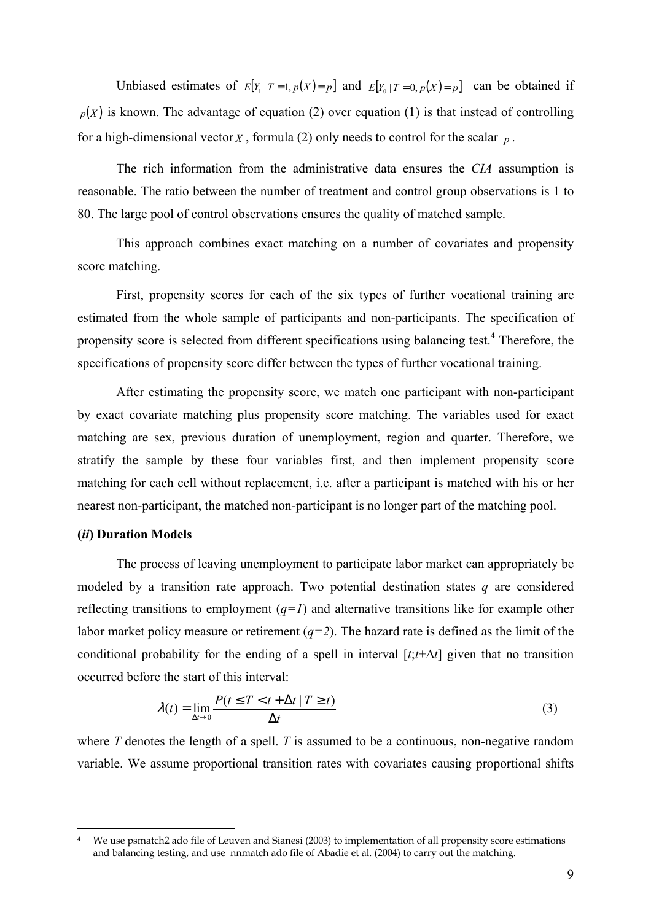Unbiased estimates of $E[Y_1 \mid T=1, p(X)=p]$ and $E[Y_0 \mid T=0, p(X)=p]$ can be obtained if $p(X)$ is known. The advantage of equation (2) over equation (1) is that instead of controlling for a high-dimensional vector $X$, formula (2) only needs to control for the scalar $p$.

The rich information from the administrative data ensures the *CIA* assumption is reasonable. The ratio between the number of treatment and control group observations is 1 to 80. The large pool of control observations ensures the quality of matched sample.

This approach combines exact matching on a number of covariates and propensity score matching.

First, propensity scores for each of the six types of further vocational training are estimated from the whole sample of participants and non-participants. The specification of propensity score is selected from different specifications using balancing test.[4] Therefore, the specifications of propensity score differ between the types of further vocational training.

After estimating the propensity score, we match one participant with non-participant by exact covariate matching plus propensity score matching. The variables used for exact matching are sex, previous duration of unemployment, region and quarter. Therefore, we stratify the sample by these four variables first, and then implement propensity score matching for each cell without replacement, i.e. after a participant is matched with his or her nearest non-participant, the matched non-participant is no longer part of the matching pool.

**(*ii*) Duration Models**

The process of leaving unemployment to participate labor market can appropriately be modeled by a transition rate approach. Two potential destination states $q$ are considered reflecting transitions to employment ($q=1$) and alternative transitions like for example other labor market policy measure or retirement ($q=2$). The hazard rate is defined as the limit of the conditional probability for the ending of a spell in interval $[t;t+\Delta t]$ given that no transition occurred before the start of this interval:

$$\lambda(t) = \lim_{\Delta t \to 0} \frac{P(t \leq T < t + \Delta t \mid T \geq t)}{\Delta t} \tag{3}$$

where $T$ denotes the length of a spell. $T$ is assumed to be a continuous, non-negative random variable. We assume proportional transition rates with covariates causing proportional shifts

---

[4] We use psmatch2 ado file of Leuven and Sianesi (2003) to implementation of all propensity score estimations and balancing testing, and use nnmatch ado file of Abadie et al. (2004) to carry out the matching.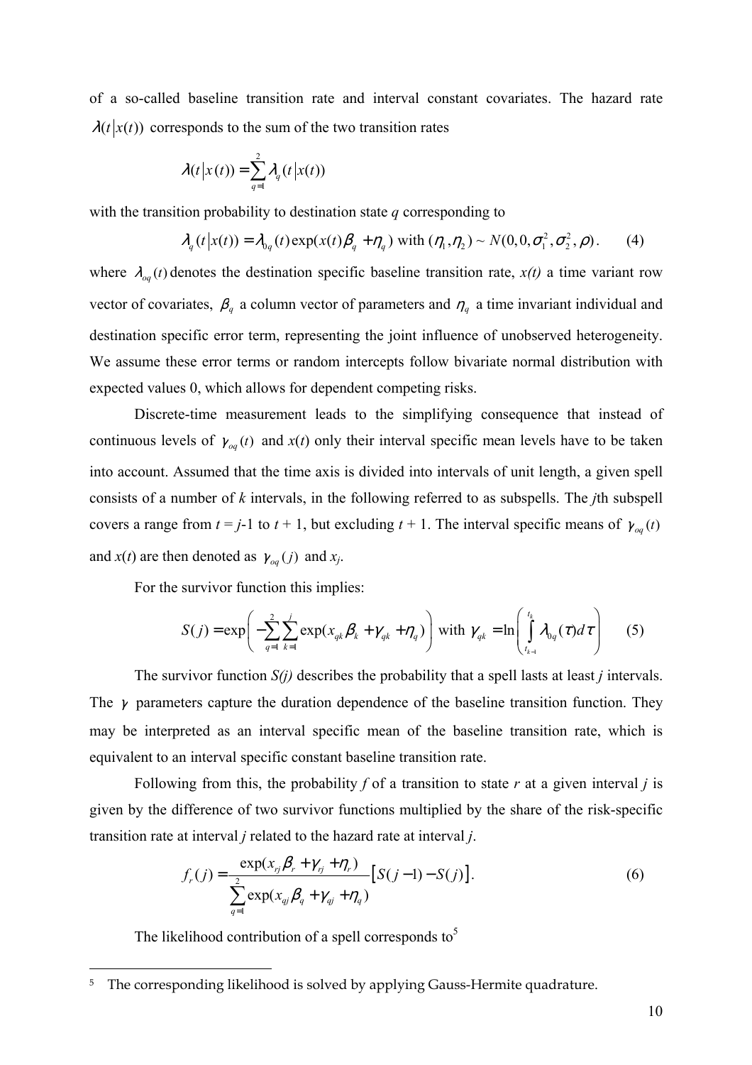of a so-called baseline transition rate and interval constant covariates. The hazard rate $\lambda(t|x(t))$ corresponds to the sum of the two transition rates

$$\lambda(t|x(t)) = \sum_{q=1}^{2} \lambda_q(t|x(t))$$

with the transition probability to destination state *q* corresponding to

$$\lambda_q(t|x(t)) = \lambda_{0q}(t)\exp(x(t)\beta_q + \eta_q) \text{ with } (\eta_1, \eta_2) \sim N(0, 0, \sigma_1^2, \sigma_2^2, \rho). \qquad (4)$$

where $\lambda_{oq}(t)$ denotes the destination specific baseline transition rate, *x(t)* a time variant row vector of covariates, $\beta_q$ a column vector of parameters and $\eta_q$ a time invariant individual and destination specific error term, representing the joint influence of unobserved heterogeneity. We assume these error terms or random intercepts follow bivariate normal distribution with expected values 0, which allows for dependent competing risks.

Discrete-time measurement leads to the simplifying consequence that instead of continuous levels of $\gamma_{oq}(t)$ and $x(t)$ only their interval specific mean levels have to be taken into account. Assumed that the time axis is divided into intervals of unit length, a given spell consists of a number of *k* intervals, in the following referred to as subspells. The *j*th subspell covers a range from $t = j$-1 to $t + 1$, but excluding $t + 1$. The interval specific means of $\gamma_{oq}(t)$ and $x(t)$ are then denoted as $\gamma_{oq}(j)$ and $x_j$.

For the survivor function this implies:

$$S(j) = \exp\left(-\sum_{q=1}^{2}\sum_{k=1}^{j}\exp(x_{qk}\beta_k + \gamma_{qk} + \eta_q)\right) \text{ with } \gamma_{qk} = \ln\left(\int_{t_{k-1}}^{t_k}\lambda_{0q}(\tau)d\tau\right) \qquad (5)$$

The survivor function *S(j)* describes the probability that a spell lasts at least *j* intervals. The $\gamma$ parameters capture the duration dependence of the baseline transition function. They may be interpreted as an interval specific mean of the baseline transition rate, which is equivalent to an interval specific constant baseline transition rate.

Following from this, the probability *f* of a transition to state *r* at a given interval *j* is given by the difference of two survivor functions multiplied by the share of the risk-specific transition rate at interval *j* related to the hazard rate at interval *j*.

$$f_r(j) = \frac{\exp(x_{rj}\beta_r + \gamma_{rj} + \eta_r)}{\sum_{q=1}^{2}\exp(x_{qj}\beta_q + \gamma_{qj} + \eta_q)}\left[S(j-1) - S(j)\right]. \qquad (6)$$

The likelihood contribution of a spell corresponds to[5]

[5] The corresponding likelihood is solved by applying Gauss-Hermite quadrature.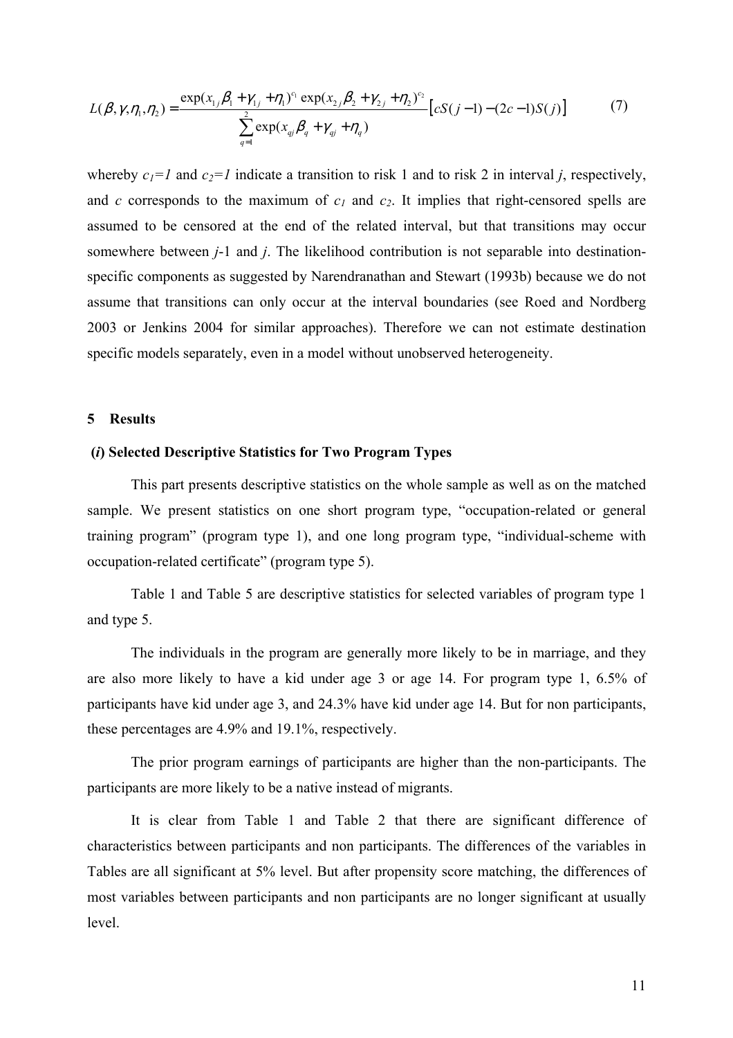$$L(\beta,\gamma,\eta_1,\eta_2) = \frac{\exp(x_{1j}\beta_1 + \gamma_{1j} + \eta_1)^{c_1} \exp(x_{2j}\beta_2 + \gamma_{2j} + \eta_2)^{c_2}}{\sum_{q=1}^{2} \exp(x_{qj}\beta_q + \gamma_{qj} + \eta_q)} \left[ cS(j-1) - (2c-1)S(j) \right] \tag{7}$$

whereby $c_1=1$ and $c_2=1$ indicate a transition to risk 1 and to risk 2 in interval $j$, respectively, and $c$ corresponds to the maximum of $c_1$ and $c_2$. It implies that right-censored spells are assumed to be censored at the end of the related interval, but that transitions may occur somewhere between $j$-1 and $j$. The likelihood contribution is not separable into destination-specific components as suggested by Narendranathan and Stewart (1993b) because we do not assume that transitions can only occur at the interval boundaries (see Roed and Nordberg 2003 or Jenkins 2004 for similar approaches). Therefore we can not estimate destination specific models separately, even in a model without unobserved heterogeneity.

## 5 Results

### (*i*) Selected Descriptive Statistics for Two Program Types

This part presents descriptive statistics on the whole sample as well as on the matched sample. We present statistics on one short program type, "occupation-related or general training program" (program type 1), and one long program type, "individual-scheme with occupation-related certificate" (program type 5).

Table 1 and Table 5 are descriptive statistics for selected variables of program type 1 and type 5.

The individuals in the program are generally more likely to be in marriage, and they are also more likely to have a kid under age 3 or age 14. For program type 1, 6.5% of participants have kid under age 3, and 24.3% have kid under age 14. But for non participants, these percentages are 4.9% and 19.1%, respectively.

The prior program earnings of participants are higher than the non-participants. The participants are more likely to be a native instead of migrants.

It is clear from Table 1 and Table 2 that there are significant difference of characteristics between participants and non participants. The differences of the variables in Tables are all significant at 5% level. But after propensity score matching, the differences of most variables between participants and non participants are no longer significant at usually level.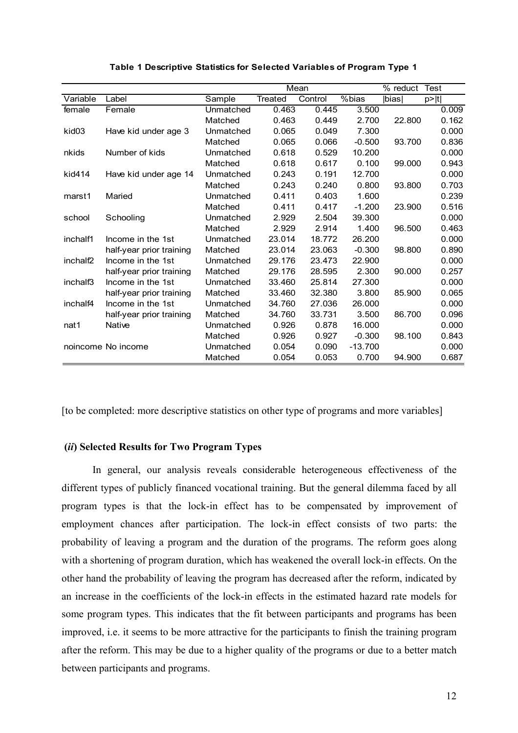**Table 1 Descriptive Statistics for Selected Variables of Program Type 1**

| Variable | Label | Sample | Mean | | | % reduct | Test |
|---|---|---|---|---|---|---|---|
| | | | Treated | Control | %bias | \|bias\| | p>\|t\| |
| female | Female | Unmatched | 0.463 | 0.445 | 3.500 | | 0.009 |
| | | Matched | 0.463 | 0.449 | 2.700 | 22.800 | 0.162 |
| kid03 | Have kid under age 3 | Unmatched | 0.065 | 0.049 | 7.300 | | 0.000 |
| | | Matched | 0.065 | 0.066 | -0.500 | 93.700 | 0.836 |
| nkids | Number of kids | Unmatched | 0.618 | 0.529 | 10.200 | | 0.000 |
| | | Matched | 0.618 | 0.617 | 0.100 | 99.000 | 0.943 |
| kid414 | Have kid under age 14 | Unmatched | 0.243 | 0.191 | 12.700 | | 0.000 |
| | | Matched | 0.243 | 0.240 | 0.800 | 93.800 | 0.703 |
| marst1 | Maried | Unmatched | 0.411 | 0.403 | 1.600 | | 0.239 |
| | | Matched | 0.411 | 0.417 | -1.200 | 23.900 | 0.516 |
| school | Schooling | Unmatched | 2.929 | 2.504 | 39.300 | | 0.000 |
| | | Matched | 2.929 | 2.914 | 1.400 | 96.500 | 0.463 |
| inchalf1 | Income in the 1st | Unmatched | 23.014 | 18.772 | 26.200 | | 0.000 |
| | half-year prior training | Matched | 23.014 | 23.063 | -0.300 | 98.800 | 0.890 |
| inchalf2 | Income in the 1st | Unmatched | 29.176 | 23.473 | 22.900 | | 0.000 |
| | half-year prior training | Matched | 29.176 | 28.595 | 2.300 | 90.000 | 0.257 |
| inchalf3 | Income in the 1st | Unmatched | 33.460 | 25.814 | 27.300 | | 0.000 |
| | half-year prior training | Matched | 33.460 | 32.380 | 3.800 | 85.900 | 0.065 |
| inchalf4 | Income in the 1st | Unmatched | 34.760 | 27.036 | 26.000 | | 0.000 |
| | half-year prior training | Matched | 34.760 | 33.731 | 3.500 | 86.700 | 0.096 |
| nat1 | Native | Unmatched | 0.926 | 0.878 | 16.000 | | 0.000 |
| | | Matched | 0.926 | 0.927 | -0.300 | 98.100 | 0.843 |
| noincome | No income | Unmatched | 0.054 | 0.090 | -13.700 | | 0.000 |
| | | Matched | 0.054 | 0.053 | 0.700 | 94.900 | 0.687 |

[to be completed: more descriptive statistics on other type of programs and more variables]

### (*ii*) Selected Results for Two Program Types

In general, our analysis reveals considerable heterogeneous effectiveness of the different types of publicly financed vocational training. But the general dilemma faced by all program types is that the lock-in effect has to be compensated by improvement of employment chances after participation. The lock-in effect consists of two parts: the probability of leaving a program and the duration of the programs. The reform goes along with a shortening of program duration, which has weakened the overall lock-in effects. On the other hand the probability of leaving the program has decreased after the reform, indicated by an increase in the coefficients of the lock-in effects in the estimated hazard rate models for some program types. This indicates that the fit between participants and programs has been improved, i.e. it seems to be more attractive for the participants to finish the training program after the reform. This may be due to a higher quality of the programs or due to a better match between participants and programs.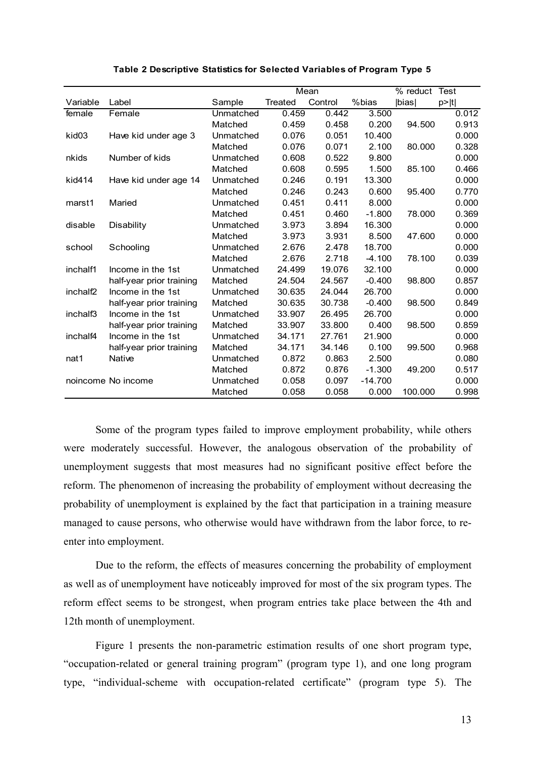**Table 2 Descriptive Statistics for Selected Variables of Program Type 5**

| Variable | Label | Sample | Mean | | | % reduct | Test |
|---|---|---|---|---|---|---|---|
| | | | Treated | Control | %bias | \|bias\| | p>\|t\| |
| female | Female | Unmatched | 0.459 | 0.442 | 3.500 | | 0.012 |
| | | Matched | 0.459 | 0.458 | 0.200 | 94.500 | 0.913 |
| kid03 | Have kid under age 3 | Unmatched | 0.076 | 0.051 | 10.400 | | 0.000 |
| | | Matched | 0.076 | 0.071 | 2.100 | 80.000 | 0.328 |
| nkids | Number of kids | Unmatched | 0.608 | 0.522 | 9.800 | | 0.000 |
| | | Matched | 0.608 | 0.595 | 1.500 | 85.100 | 0.466 |
| kid414 | Have kid under age 14 | Unmatched | 0.246 | 0.191 | 13.300 | | 0.000 |
| | | Matched | 0.246 | 0.243 | 0.600 | 95.400 | 0.770 |
| marst1 | Maried | Unmatched | 0.451 | 0.411 | 8.000 | | 0.000 |
| | | Matched | 0.451 | 0.460 | -1.800 | 78.000 | 0.369 |
| disable | Disability | Unmatched | 3.973 | 3.894 | 16.300 | | 0.000 |
| | | Matched | 3.973 | 3.931 | 8.500 | 47.600 | 0.000 |
| school | Schooling | Unmatched | 2.676 | 2.478 | 18.700 | | 0.000 |
| | | Matched | 2.676 | 2.718 | -4.100 | 78.100 | 0.039 |
| inchalf1 | Income in the 1st | Unmatched | 24.499 | 19.076 | 32.100 | | 0.000 |
| | half-year prior training | Matched | 24.504 | 24.567 | -0.400 | 98.800 | 0.857 |
| inchalf2 | Income in the 1st | Unmatched | 30.635 | 24.044 | 26.700 | | 0.000 |
| | half-year prior training | Matched | 30.635 | 30.738 | -0.400 | 98.500 | 0.849 |
| inchalf3 | Income in the 1st | Unmatched | 33.907 | 26.495 | 26.700 | | 0.000 |
| | half-year prior training | Matched | 33.907 | 33.800 | 0.400 | 98.500 | 0.859 |
| inchalf4 | Income in the 1st | Unmatched | 34.171 | 27.761 | 21.900 | | 0.000 |
| | half-year prior training | Matched | 34.171 | 34.146 | 0.100 | 99.500 | 0.968 |
| nat1 | Native | Unmatched | 0.872 | 0.863 | 2.500 | | 0.080 |
| | | Matched | 0.872 | 0.876 | -1.300 | 49.200 | 0.517 |
| noincome | No income | Unmatched | 0.058 | 0.097 | -14.700 | | 0.000 |
| | | Matched | 0.058 | 0.058 | 0.000 | 100.000 | 0.998 |

Some of the program types failed to improve employment probability, while others were moderately successful. However, the analogous observation of the probability of unemployment suggests that most measures had no significant positive effect before the reform. The phenomenon of increasing the probability of employment without decreasing the probability of unemployment is explained by the fact that participation in a training measure managed to cause persons, who otherwise would have withdrawn from the labor force, to re-enter into employment.

Due to the reform, the effects of measures concerning the probability of employment as well as of unemployment have noticeably improved for most of the six program types. The reform effect seems to be strongest, when program entries take place between the 4th and 12th month of unemployment.

Figure 1 presents the non-parametric estimation results of one short program type, "occupation-related or general training program" (program type 1), and one long program type, "individual-scheme with occupation-related certificate" (program type 5). The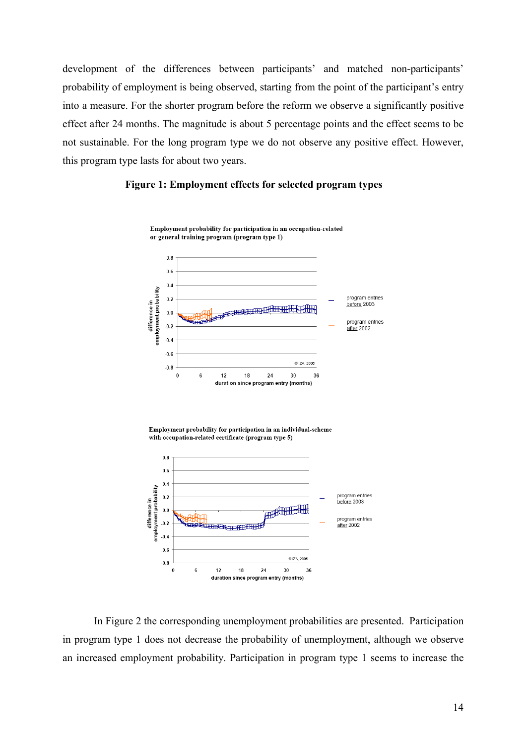development of the differences between participants' and matched non-participants' probability of employment is being observed, starting from the point of the participant's entry into a measure. For the shorter program before the reform we observe a significantly positive effect after 24 months. The magnitude is about 5 percentage points and the effect seems to be not sustainable. For the long program type we do not observe any positive effect. However, this program type lasts for about two years.

**Figure 1: Employment effects for selected program types**

Employment probability for participation in an occupation-related or general training program (program type 1)

Employment probability for participation in an individual-scheme with occupation-related certificate (program type 5)

In Figure 2 the corresponding unemployment probabilities are presented. Participation in program type 1 does not decrease the probability of unemployment, although we observe an increased employment probability. Participation in program type 1 seems to increase the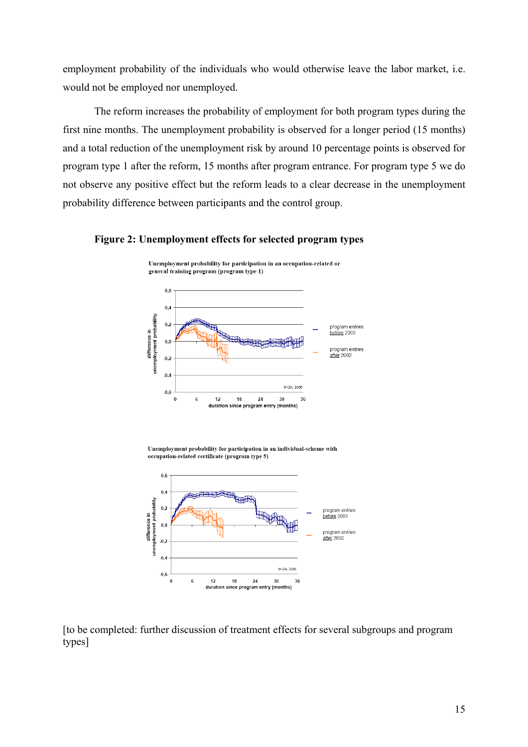employment probability of the individuals who would otherwise leave the labor market, i.e. would not be employed nor unemployed.

The reform increases the probability of employment for both program types during the first nine months. The unemployment probability is observed for a longer period (15 months) and a total reduction of the unemployment risk by around 10 percentage points is observed for program type 1 after the reform, 15 months after program entrance. For program type 5 we do not observe any positive effect but the reform leads to a clear decrease in the unemployment probability difference between participants and the control group.

**Figure 2: Unemployment effects for selected program types**

Unemployment probability for participation in an occupation-related or general training program (program type 1)

Unemployment probability for participation in an individual-scheme with occupation-related certificate (program type 5)

[to be completed: further discussion of treatment effects for several subgroups and program types]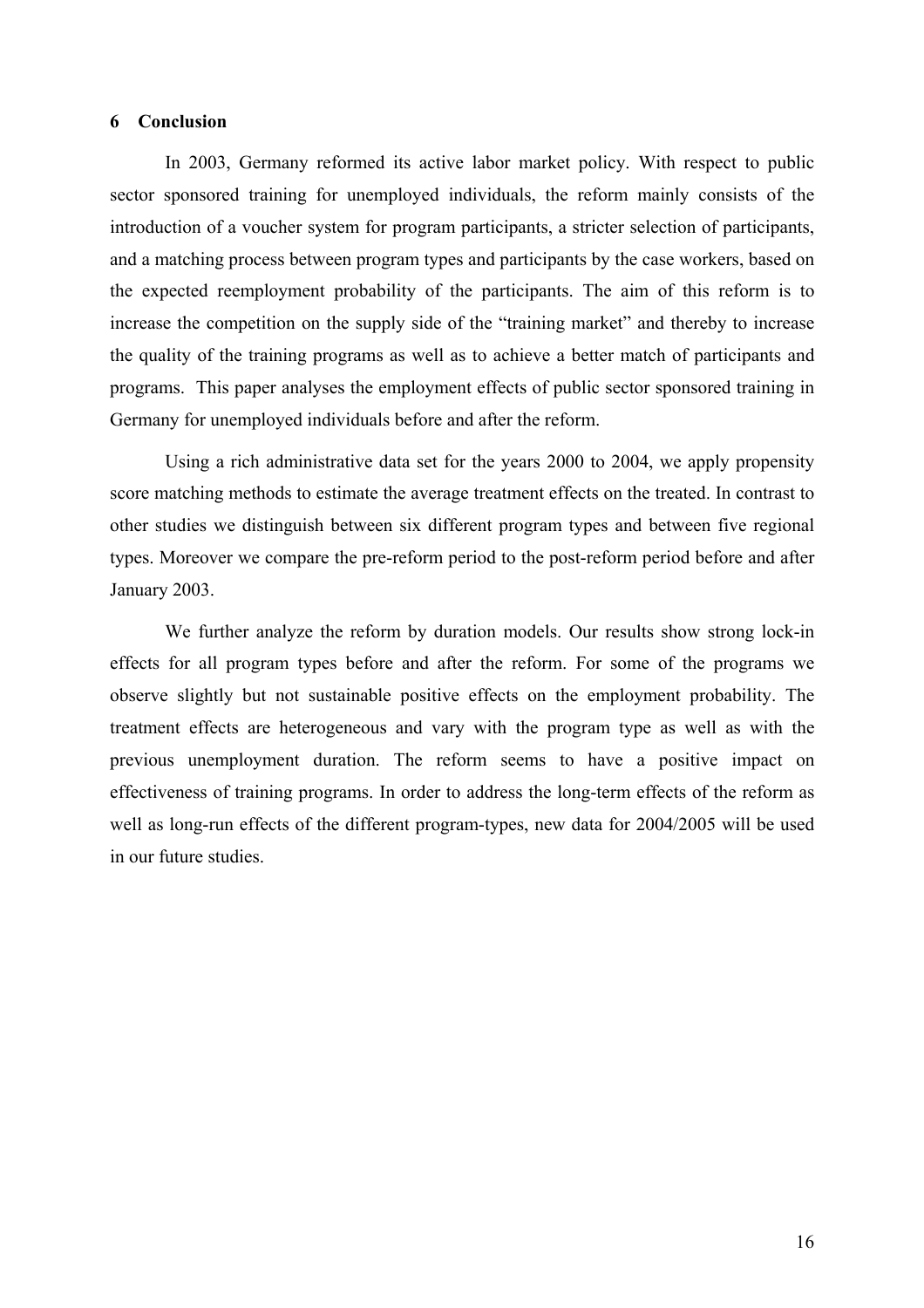## 6 Conclusion

In 2003, Germany reformed its active labor market policy. With respect to public sector sponsored training for unemployed individuals, the reform mainly consists of the introduction of a voucher system for program participants, a stricter selection of participants, and a matching process between program types and participants by the case workers, based on the expected reemployment probability of the participants. The aim of this reform is to increase the competition on the supply side of the "training market" and thereby to increase the quality of the training programs as well as to achieve a better match of participants and programs. This paper analyses the employment effects of public sector sponsored training in Germany for unemployed individuals before and after the reform.

Using a rich administrative data set for the years 2000 to 2004, we apply propensity score matching methods to estimate the average treatment effects on the treated. In contrast to other studies we distinguish between six different program types and between five regional types. Moreover we compare the pre-reform period to the post-reform period before and after January 2003.

We further analyze the reform by duration models. Our results show strong lock-in effects for all program types before and after the reform. For some of the programs we observe slightly but not sustainable positive effects on the employment probability. The treatment effects are heterogeneous and vary with the program type as well as with the previous unemployment duration. The reform seems to have a positive impact on effectiveness of training programs. In order to address the long-term effects of the reform as well as long-run effects of the different program-types, new data for 2004/2005 will be used in our future studies.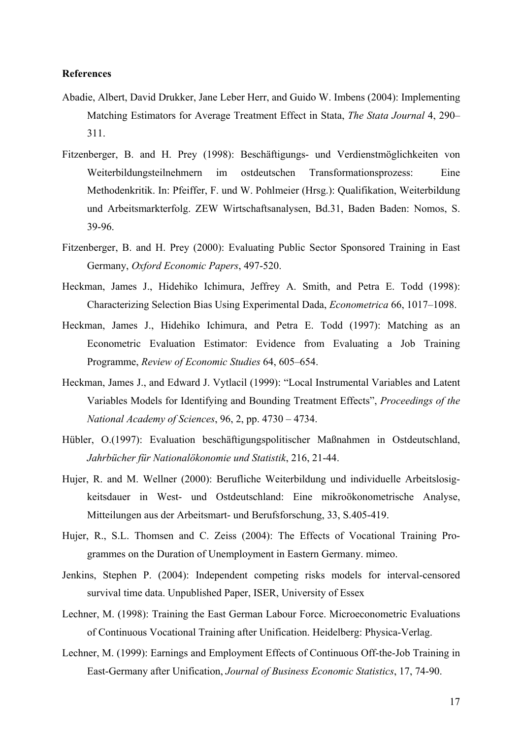**References**

Abadie, Albert, David Drukker, Jane Leber Herr, and Guido W. Imbens (2004): Implementing Matching Estimators for Average Treatment Effect in Stata, *The Stata Journal* 4, 290–311.

Fitzenberger, B. and H. Prey (1998): Beschäftigungs- und Verdienstmöglichkeiten von Weiterbildungsteilnehmern im ostdeutschen Transformationsprozess: Eine Methodenkritik. In: Pfeiffer, F. und W. Pohlmeier (Hrsg.): Qualifikation, Weiterbildung und Arbeitsmarkterfolg. ZEW Wirtschaftsanalysen, Bd.31, Baden Baden: Nomos, S. 39-96.

Fitzenberger, B. and H. Prey (2000): Evaluating Public Sector Sponsored Training in East Germany, *Oxford Economic Papers*, 497-520.

Heckman, James J., Hidehiko Ichimura, Jeffrey A. Smith, and Petra E. Todd (1998): Characterizing Selection Bias Using Experimental Dada, *Econometrica* 66, 1017–1098.

Heckman, James J., Hidehiko Ichimura, and Petra E. Todd (1997): Matching as an Econometric Evaluation Estimator: Evidence from Evaluating a Job Training Programme, *Review of Economic Studies* 64, 605–654.

Heckman, James J., and Edward J. Vytlacil (1999): "Local Instrumental Variables and Latent Variables Models for Identifying and Bounding Treatment Effects", *Proceedings of the National Academy of Sciences*, 96, 2, pp. 4730 – 4734.

Hübler, O.(1997): Evaluation beschäftigungspolitischer Maßnahmen in Ostdeutschland, *Jahrbücher für Nationalökonomie und Statistik*, 216, 21-44.

Hujer, R. and M. Wellner (2000): Berufliche Weiterbildung und individuelle Arbeitslosigkeitsdauer in West- und Ostdeutschland: Eine mikroökonometrische Analyse, Mitteilungen aus der Arbeitsmart- und Berufsforschung, 33, S.405-419.

Hujer, R., S.L. Thomsen and C. Zeiss (2004): The Effects of Vocational Training Programmes on the Duration of Unemployment in Eastern Germany. mimeo.

Jenkins, Stephen P. (2004): Independent competing risks models for interval-censored survival time data. Unpublished Paper, ISER, University of Essex

Lechner, M. (1998): Training the East German Labour Force. Microeconometric Evaluations of Continuous Vocational Training after Unification. Heidelberg: Physica-Verlag.

Lechner, M. (1999): Earnings and Employment Effects of Continuous Off-the-Job Training in East-Germany after Unification, *Journal of Business Economic Statistics*, 17, 74-90.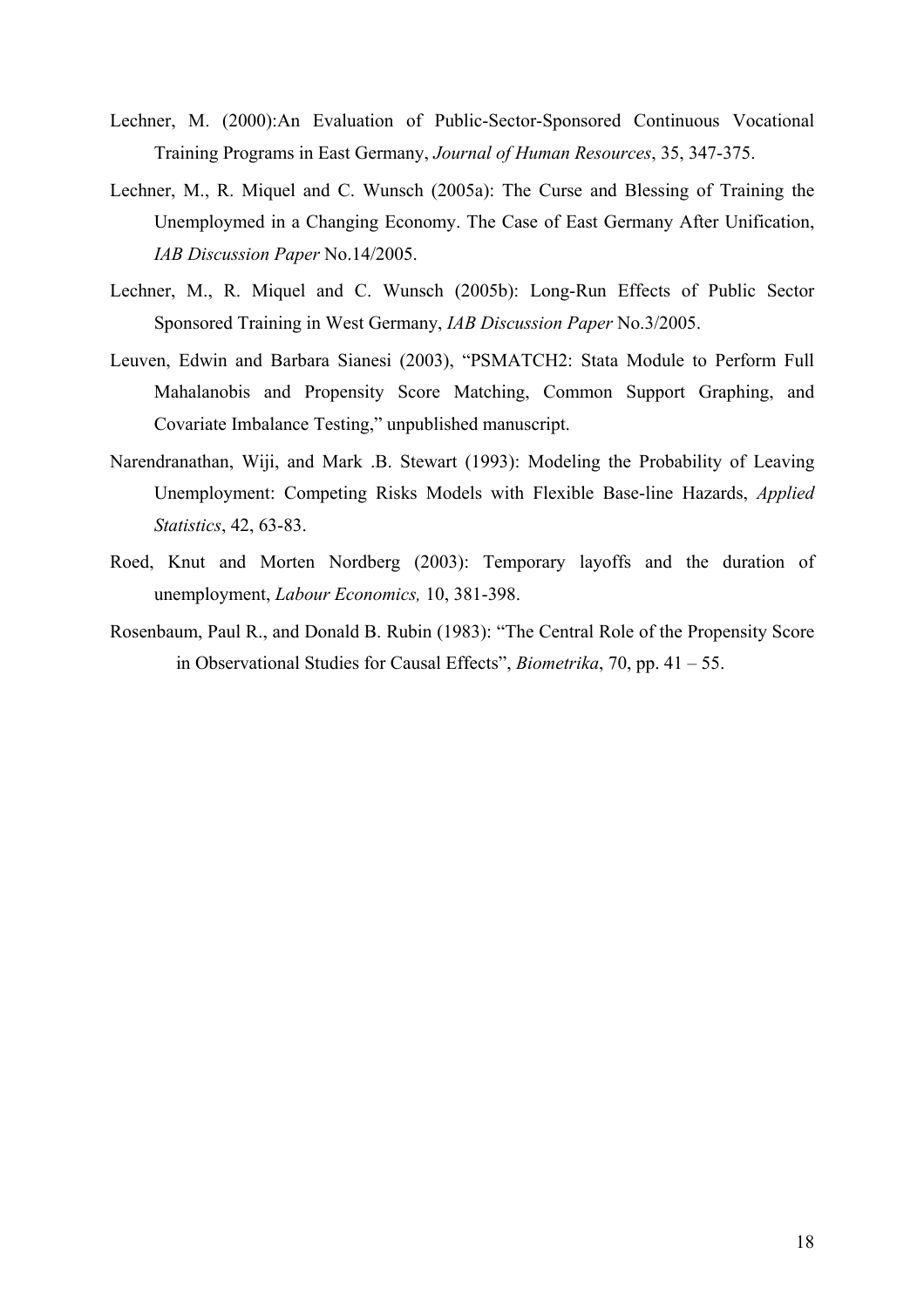Lechner, M. (2000):An Evaluation of Public-Sector-Sponsored Continuous Vocational Training Programs in East Germany, *Journal of Human Resources*, 35, 347-375.

Lechner, M., R. Miquel and C. Wunsch (2005a): The Curse and Blessing of Training the Unemploymed in a Changing Economy. The Case of East Germany After Unification, *IAB Discussion Paper* No.14/2005.

Lechner, M., R. Miquel and C. Wunsch (2005b): Long-Run Effects of Public Sector Sponsored Training in West Germany, *IAB Discussion Paper* No.3/2005.

Leuven, Edwin and Barbara Sianesi (2003), "PSMATCH2: Stata Module to Perform Full Mahalanobis and Propensity Score Matching, Common Support Graphing, and Covariate Imbalance Testing," unpublished manuscript.

Narendranathan, Wiji, and Mark .B. Stewart (1993): Modeling the Probability of Leaving Unemployment: Competing Risks Models with Flexible Base-line Hazards, *Applied Statistics*, 42, 63-83.

Roed, Knut and Morten Nordberg (2003): Temporary layoffs and the duration of unemployment, *Labour Economics,* 10, 381-398.

Rosenbaum, Paul R., and Donald B. Rubin (1983): "The Central Role of the Propensity Score in Observational Studies for Causal Effects", *Biometrika*, 70, pp. 41 – 55.